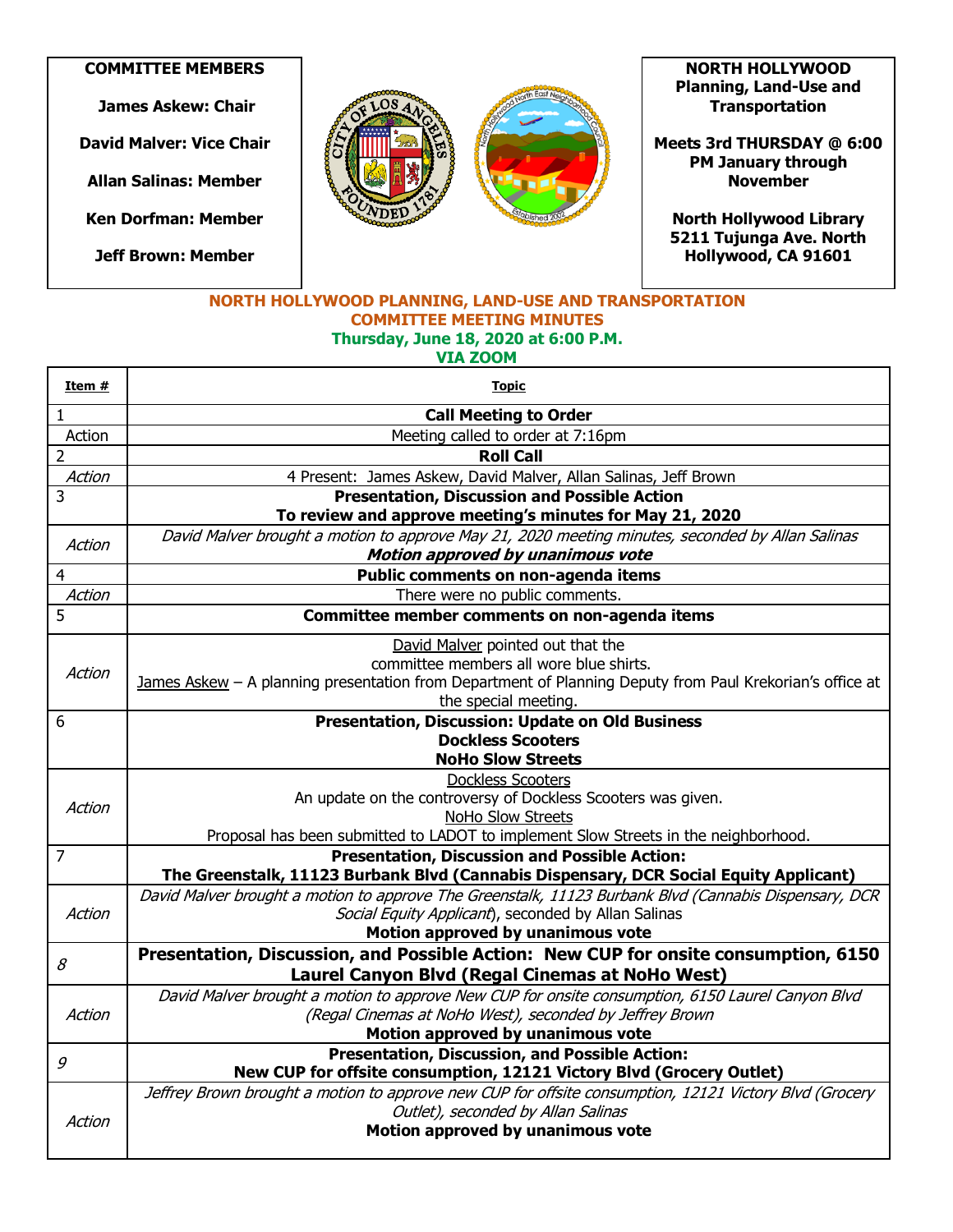**COMMITTEE MEMBERS**

**James Askew: Chair**

**David Malver: Vice Chair**

**Allan Salinas: Member**

**Ken Dorfman: Member**

**Jeff Brown: Member**

**NORTH HOLLYWOOD**
**Planning, Land-Use and Transportation**

**Meets 3rd THURSDAY @ 6:00 PM January through November**

**North Hollywood Library**
**5211 Tujunga Ave. North Hollywood, CA 91601**

## NORTH HOLLYWOOD PLANNING, LAND-USE AND TRANSPORTATION COMMITTEE MEETING MINUTES

**Thursday, June 18, 2020 at 6:00 P.M.**
**VIA ZOOM**

| Item # | Topic |
|---|---|
| 1 | **Call Meeting to Order** |
| Action | Meeting called to order at 7:16pm |
| 2 | **Roll Call** |
| *Action* | 4 Present: James Askew, David Malver, Allan Salinas, Jeff Brown |
| 3 | **Presentation, Discussion and Possible Action**<br>**To review and approve meeting's minutes for May 21, 2020** |
| *Action* | *David Malver brought a motion to approve May 21, 2020 meeting minutes, seconded by Allan Salinas*<br>***Motion approved by unanimous vote*** |
| 4 | **Public comments on non-agenda items** |
| *Action* | There were no public comments. |
| 5 | **Committee member comments on non-agenda items** |
| *Action* | David Malver pointed out that the committee members all wore blue shirts.<br>James Askew – A planning presentation from Department of Planning Deputy from Paul Krekorian's office at the special meeting. |
| 6 | **Presentation, Discussion: Update on Old Business**<br>**Dockless Scooters**<br>**NoHo Slow Streets** |
| *Action* | Dockless Scooters<br>An update on the controversy of Dockless Scooters was given.<br>NoHo Slow Streets<br>Proposal has been submitted to LADOT to implement Slow Streets in the neighborhood. |
| 7 | **Presentation, Discussion and Possible Action:**<br>**The Greenstalk, 11123 Burbank Blvd (Cannabis Dispensary, DCR Social Equity Applicant)** |
| *Action* | *David Malver brought a motion to approve The Greenstalk, 11123 Burbank Blvd (Cannabis Dispensary, DCR Social Equity Applicant*), seconded by Allan Salinas<br>**Motion approved by unanimous vote** |
| *8* | **Presentation, Discussion, and Possible Action: New CUP for onsite consumption, 6150 Laurel Canyon Blvd (Regal Cinemas at NoHo West)** |
| *Action* | *David Malver brought a motion to approve New CUP for onsite consumption, 6150 Laurel Canyon Blvd (Regal Cinemas at NoHo West), seconded by Jeffrey Brown*<br>**Motion approved by unanimous vote** |
| *9* | **Presentation, Discussion, and Possible Action:**<br>**New CUP for offsite consumption, 12121 Victory Blvd (Grocery Outlet)** |
| *Action* | *Jeffrey Brown brought a motion to approve new CUP for offsite consumption, 12121 Victory Blvd (Grocery Outlet), seconded by Allan Salinas*<br>**Motion approved by unanimous vote** |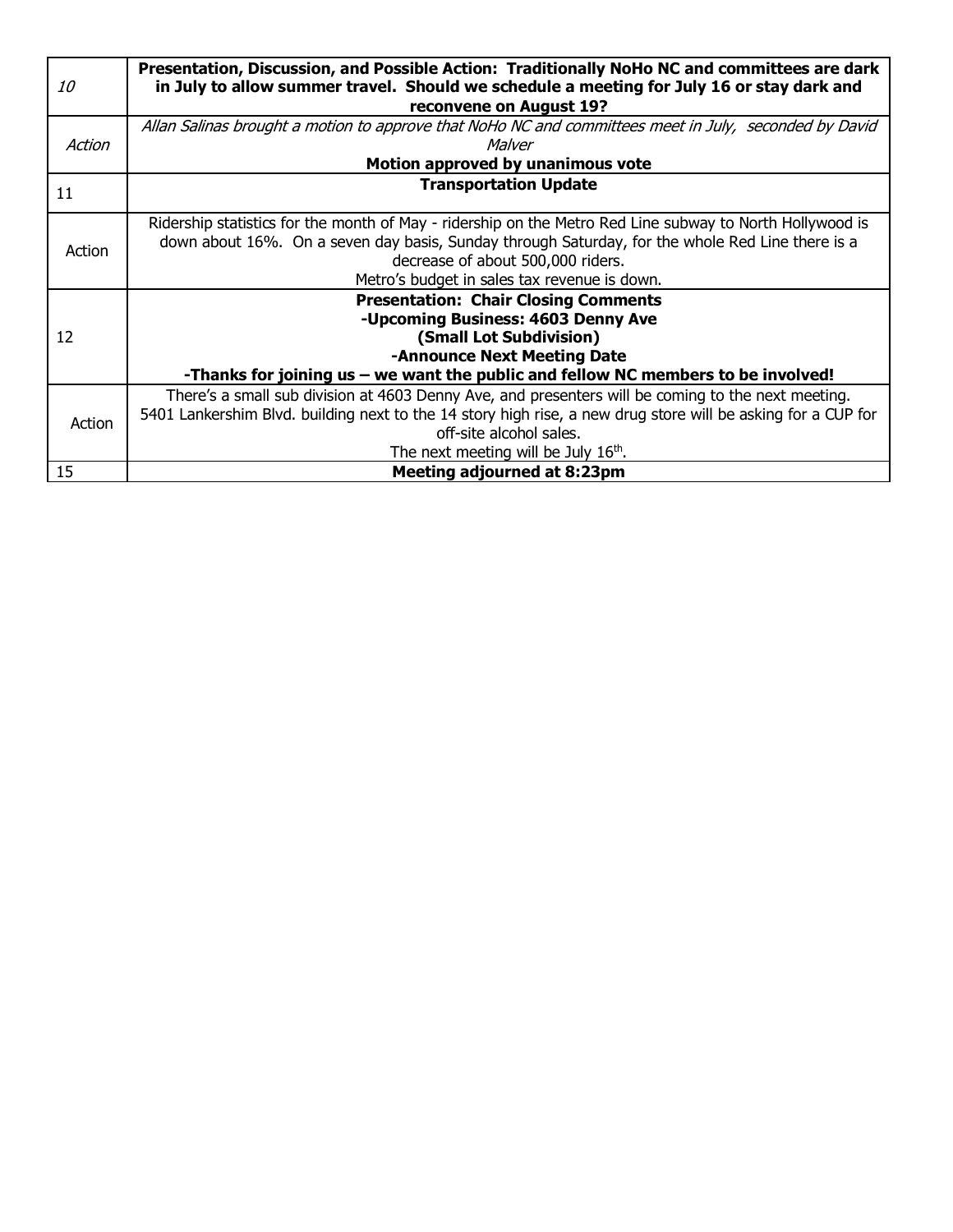| | |
|---|---|
| *10* | **Presentation, Discussion, and Possible Action: Traditionally NoHo NC and committees are dark in July to allow summer travel. Should we schedule a meeting for July 16 or stay dark and reconvene on August 19?** |
| *Action* | *Allan Salinas brought a motion to approve that NoHo NC and committees meet in July, seconded by David Malver*<br>**Motion approved by unanimous vote** |
| 11 | **Transportation Update** |
| Action | Ridership statistics for the month of May - ridership on the Metro Red Line subway to North Hollywood is down about 16%. On a seven day basis, Sunday through Saturday, for the whole Red Line there is a decrease of about 500,000 riders.<br>Metro's budget in sales tax revenue is down. |
| 12 | **Presentation: Chair Closing Comments**<br>**-Upcoming Business: 4603 Denny Ave**<br>**(Small Lot Subdivision)**<br>**-Announce Next Meeting Date**<br>**-Thanks for joining us – we want the public and fellow NC members to be involved!** |
| Action | There's a small sub division at 4603 Denny Ave, and presenters will be coming to the next meeting.<br>5401 Lankershim Blvd. building next to the 14 story high rise, a new drug store will be asking for a CUP for off-site alcohol sales.<br>The next meeting will be July 16th. |
| 15 | **Meeting adjourned at 8:23pm** |